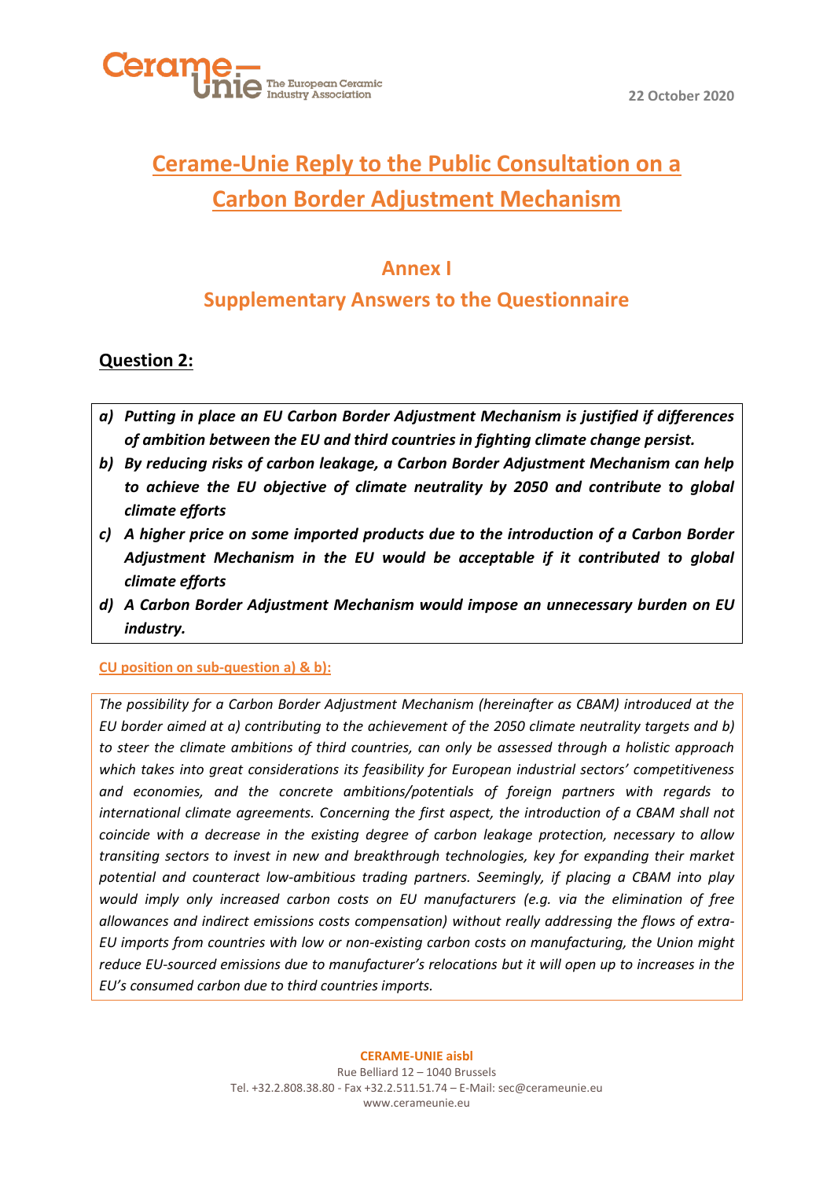22 October 2020

# Cerame-Unie Reply to the Public Consultation on a Carbon Border Adjustment Mechanism

## Annex I

## Supplementary Answers to the Questionnaire

### Question 2:

- ***a) Putting in place an EU Carbon Border Adjustment Mechanism is justified if differences of ambition between the EU and third countries in fighting climate change persist.***
- ***b) By reducing risks of carbon leakage, a Carbon Border Adjustment Mechanism can help to achieve the EU objective of climate neutrality by 2050 and contribute to global climate efforts***
- ***c) A higher price on some imported products due to the introduction of a Carbon Border Adjustment Mechanism in the EU would be acceptable if it contributed to global climate efforts***
- ***d) A Carbon Border Adjustment Mechanism would impose an unnecessary burden on EU industry.***

**CU position on sub-question a) & b):**

*The possibility for a Carbon Border Adjustment Mechanism (hereinafter as CBAM) introduced at the EU border aimed at a) contributing to the achievement of the 2050 climate neutrality targets and b) to steer the climate ambitions of third countries, can only be assessed through a holistic approach which takes into great considerations its feasibility for European industrial sectors' competitiveness and economies, and the concrete ambitions/potentials of foreign partners with regards to international climate agreements. Concerning the first aspect, the introduction of a CBAM shall not coincide with a decrease in the existing degree of carbon leakage protection, necessary to allow transiting sectors to invest in new and breakthrough technologies, key for expanding their market potential and counteract low-ambitious trading partners. Seemingly, if placing a CBAM into play would imply only increased carbon costs on EU manufacturers (e.g. via the elimination of free allowances and indirect emissions costs compensation) without really addressing the flows of extra-EU imports from countries with low or non-existing carbon costs on manufacturing, the Union might reduce EU-sourced emissions due to manufacturer's relocations but it will open up to increases in the EU's consumed carbon due to third countries imports.*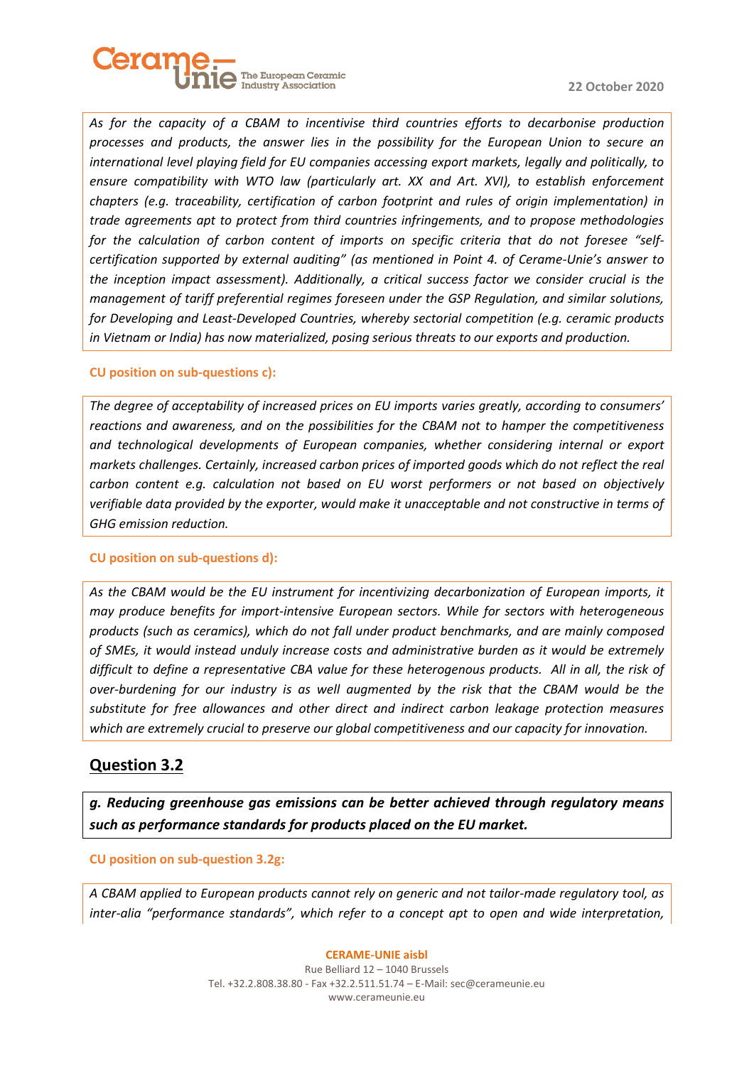*As for the capacity of a CBAM to incentivise third countries efforts to decarbonise production processes and products, the answer lies in the possibility for the European Union to secure an international level playing field for EU companies accessing export markets, legally and politically, to ensure compatibility with WTO law (particularly art. XX and Art. XVI), to establish enforcement chapters (e.g. traceability, certification of carbon footprint and rules of origin implementation) in trade agreements apt to protect from third countries infringements, and to propose methodologies for the calculation of carbon content of imports on specific criteria that do not foresee "self-certification supported by external auditing" (as mentioned in Point 4. of Cerame-Unie's answer to the inception impact assessment). Additionally, a critical success factor we consider crucial is the management of tariff preferential regimes foreseen under the GSP Regulation, and similar solutions, for Developing and Least-Developed Countries, whereby sectorial competition (e.g. ceramic products in Vietnam or India) has now materialized, posing serious threats to our exports and production.*

**CU position on sub-questions c):**

*The degree of acceptability of increased prices on EU imports varies greatly, according to consumers' reactions and awareness, and on the possibilities for the CBAM not to hamper the competitiveness and technological developments of European companies, whether considering internal or export markets challenges. Certainly, increased carbon prices of imported goods which do not reflect the real carbon content e.g. calculation not based on EU worst performers or not based on objectively verifiable data provided by the exporter, would make it unacceptable and not constructive in terms of GHG emission reduction.*

**CU position on sub-questions d):**

*As the CBAM would be the EU instrument for incentivizing decarbonization of European imports, it may produce benefits for import-intensive European sectors. While for sectors with heterogeneous products (such as ceramics), which do not fall under product benchmarks, and are mainly composed of SMEs, it would instead unduly increase costs and administrative burden as it would be extremely difficult to define a representative CBA value for these heterogenous products. All in all, the risk of over-burdening for our industry is as well augmented by the risk that the CBAM would be the substitute for free allowances and other direct and indirect carbon leakage protection measures which are extremely crucial to preserve our global competitiveness and our capacity for innovation.*

## Question 3.2

***g. Reducing greenhouse gas emissions can be better achieved through regulatory means such as performance standards for products placed on the EU market.***

**CU position on sub-question 3.2g:**

*A CBAM applied to European products cannot rely on generic and not tailor-made regulatory tool, as inter-alia "performance standards", which refer to a concept apt to open and wide interpretation,*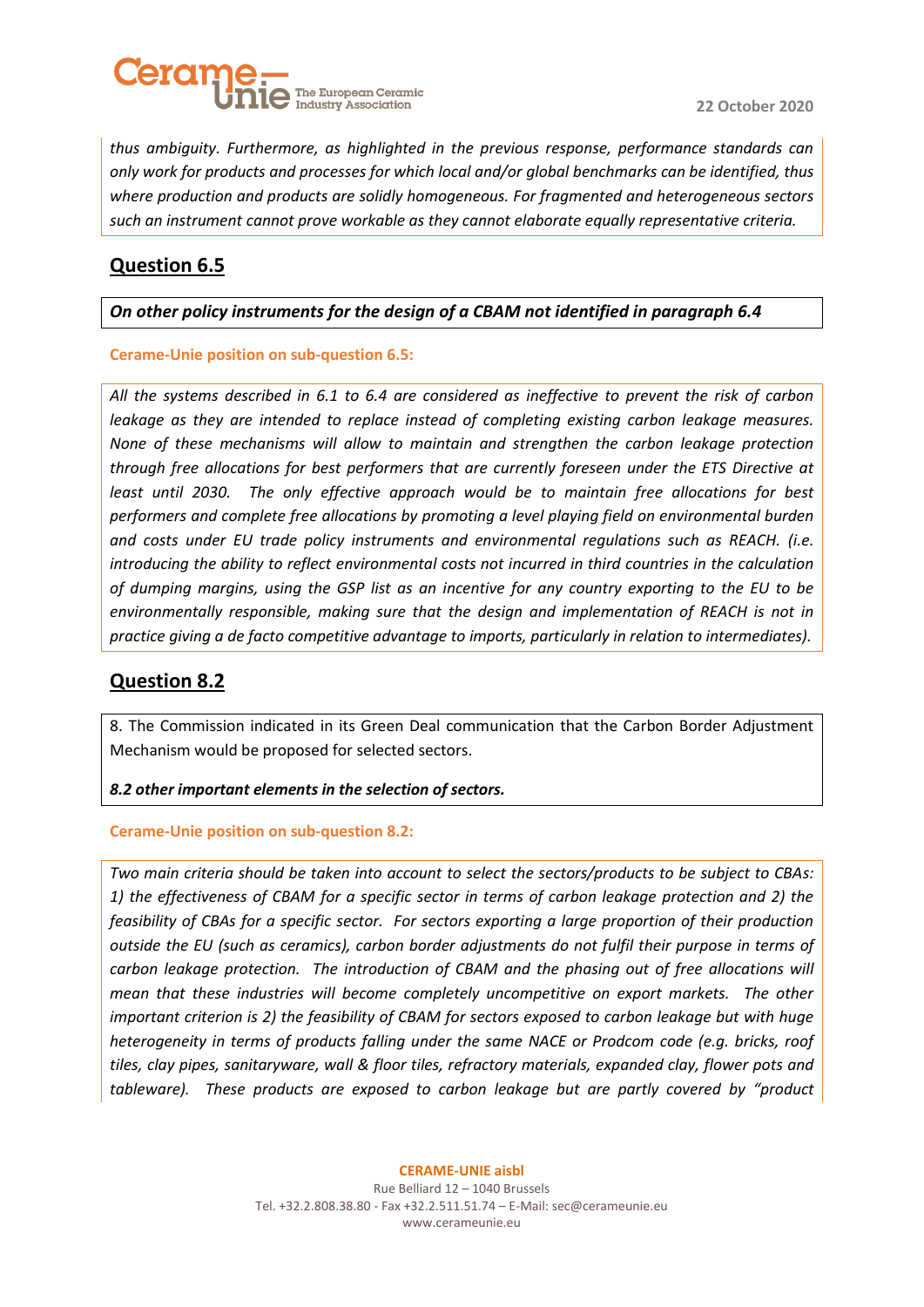*thus ambiguity. Furthermore, as highlighted in the previous response, performance standards can only work for products and processes for which local and/or global benchmarks can be identified, thus where production and products are solidly homogeneous. For fragmented and heterogeneous sectors such an instrument cannot prove workable as they cannot elaborate equally representative criteria.*

## Question 6.5

***On other policy instruments for the design of a CBAM not identified in paragraph 6.4***

**Cerame-Unie position on sub-question 6.5:**

*All the systems described in 6.1 to 6.4 are considered as ineffective to prevent the risk of carbon leakage as they are intended to replace instead of completing existing carbon leakage measures. None of these mechanisms will allow to maintain and strengthen the carbon leakage protection through free allocations for best performers that are currently foreseen under the ETS Directive at least until 2030. The only effective approach would be to maintain free allocations for best performers and complete free allocations by promoting a level playing field on environmental burden and costs under EU trade policy instruments and environmental regulations such as REACH. (i.e. introducing the ability to reflect environmental costs not incurred in third countries in the calculation of dumping margins, using the GSP list as an incentive for any country exporting to the EU to be environmentally responsible, making sure that the design and implementation of REACH is not in practice giving a de facto competitive advantage to imports, particularly in relation to intermediates).*

## Question 8.2

8. The Commission indicated in its Green Deal communication that the Carbon Border Adjustment Mechanism would be proposed for selected sectors.

***8.2 other important elements in the selection of sectors.***

**Cerame-Unie position on sub-question 8.2:**

*Two main criteria should be taken into account to select the sectors/products to be subject to CBAs: 1) the effectiveness of CBAM for a specific sector in terms of carbon leakage protection and 2) the feasibility of CBAs for a specific sector. For sectors exporting a large proportion of their production outside the EU (such as ceramics), carbon border adjustments do not fulfil their purpose in terms of carbon leakage protection. The introduction of CBAM and the phasing out of free allocations will mean that these industries will become completely uncompetitive on export markets. The other important criterion is 2) the feasibility of CBAM for sectors exposed to carbon leakage but with huge heterogeneity in terms of products falling under the same NACE or Prodcom code (e.g. bricks, roof tiles, clay pipes, sanitaryware, wall & floor tiles, refractory materials, expanded clay, flower pots and tableware). These products are exposed to carbon leakage but are partly covered by "product*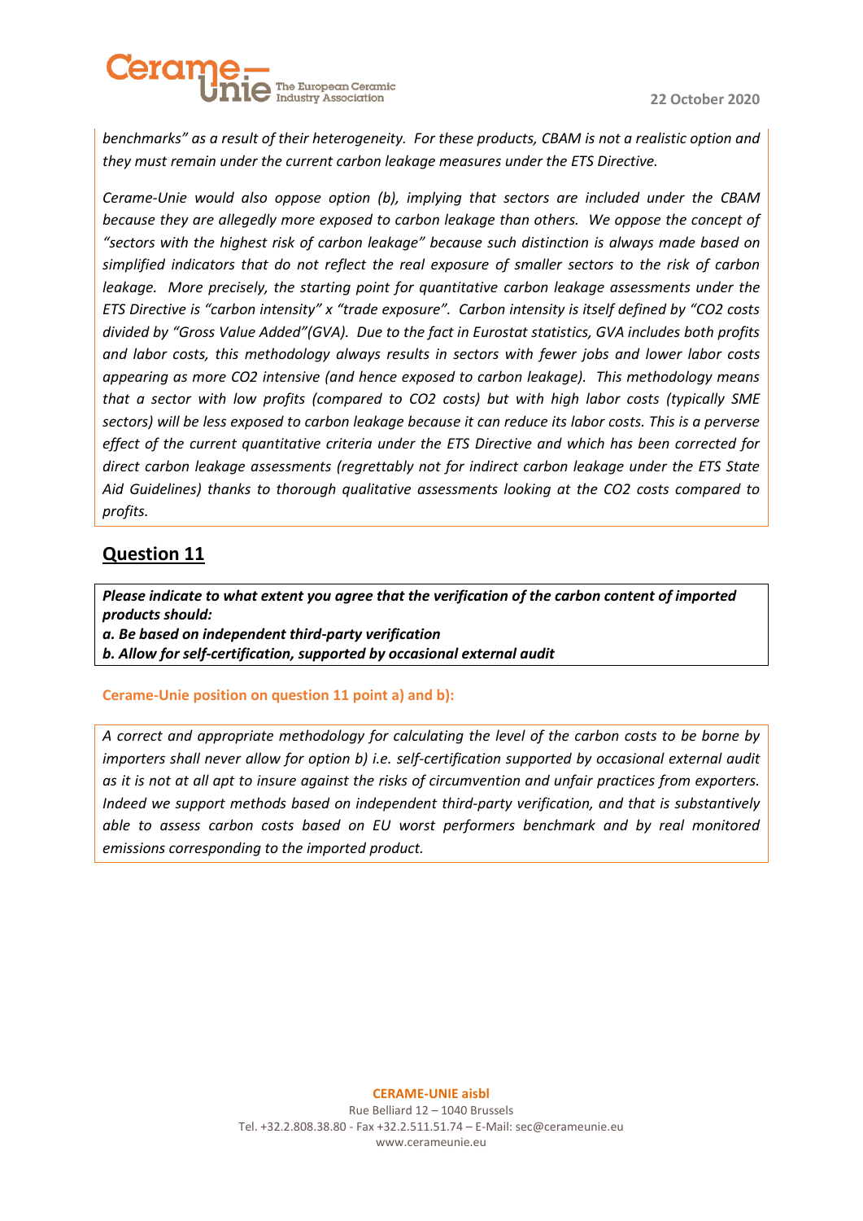*benchmarks" as a result of their heterogeneity. For these products, CBAM is not a realistic option and they must remain under the current carbon leakage measures under the ETS Directive.*

*Cerame-Unie would also oppose option (b), implying that sectors are included under the CBAM because they are allegedly more exposed to carbon leakage than others. We oppose the concept of "sectors with the highest risk of carbon leakage" because such distinction is always made based on simplified indicators that do not reflect the real exposure of smaller sectors to the risk of carbon leakage. More precisely, the starting point for quantitative carbon leakage assessments under the ETS Directive is "carbon intensity" x "trade exposure". Carbon intensity is itself defined by "CO2 costs divided by "Gross Value Added"(GVA). Due to the fact in Eurostat statistics, GVA includes both profits and labor costs, this methodology always results in sectors with fewer jobs and lower labor costs appearing as more CO2 intensive (and hence exposed to carbon leakage). This methodology means that a sector with low profits (compared to CO2 costs) but with high labor costs (typically SME sectors) will be less exposed to carbon leakage because it can reduce its labor costs. This is a perverse effect of the current quantitative criteria under the ETS Directive and which has been corrected for direct carbon leakage assessments (regrettably not for indirect carbon leakage under the ETS State Aid Guidelines) thanks to thorough qualitative assessments looking at the CO2 costs compared to profits.*

## Question 11

***Please indicate to what extent you agree that the verification of the carbon content of imported products should:***
***a. Be based on independent third-party verification***
***b. Allow for self-certification, supported by occasional external audit***

**Cerame-Unie position on question 11 point a) and b):**

*A correct and appropriate methodology for calculating the level of the carbon costs to be borne by importers shall never allow for option b) i.e. self-certification supported by occasional external audit as it is not at all apt to insure against the risks of circumvention and unfair practices from exporters. Indeed we support methods based on independent third-party verification, and that is substantively able to assess carbon costs based on EU worst performers benchmark and by real monitored emissions corresponding to the imported product.*